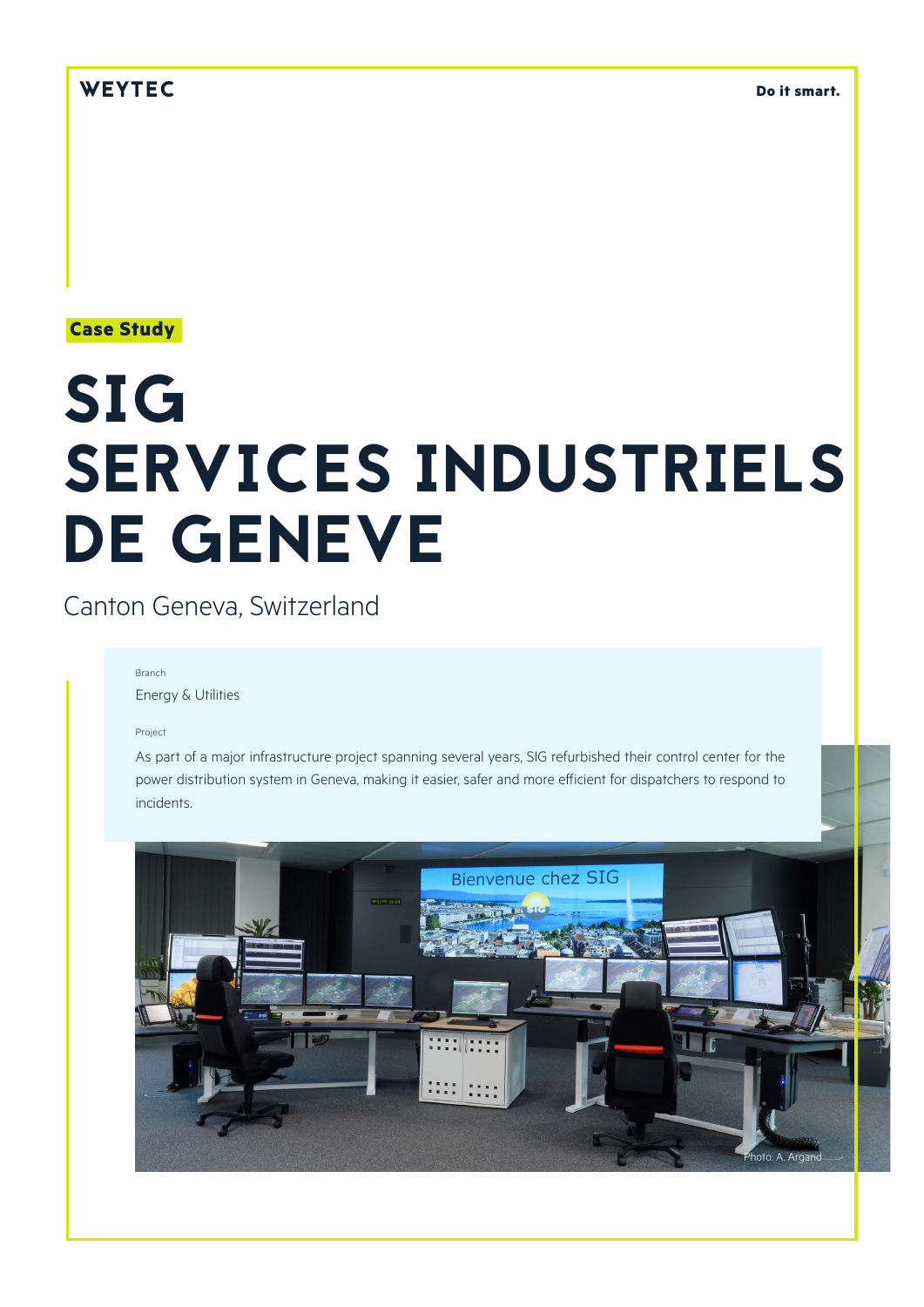WEYTEC

Do it smart.

Case Study

# SIG SERVICES INDUSTRIELS DE GENEVE

Canton Geneva, Switzerland

Branch

Energy & Utilities

Project

As part of a major infrastructure project spanning several years, SIG refurbished their control center for the power distribution system in Geneva, making it easier, safer and more efficient for dispatchers to respond to incidents.

Photo: A. Argand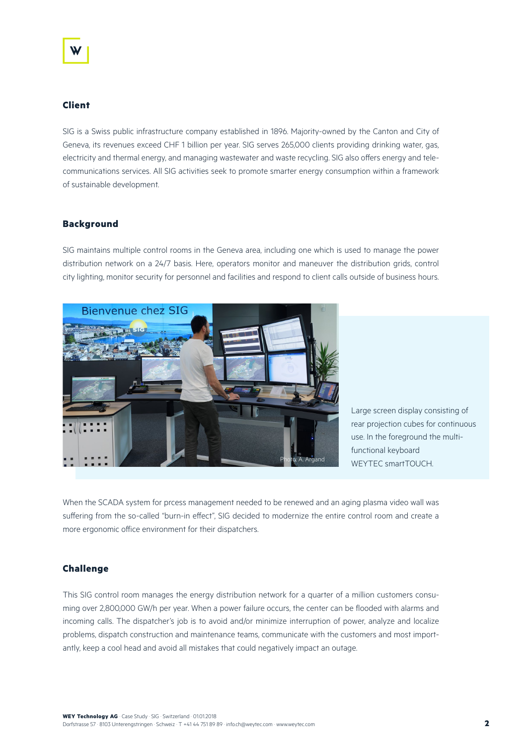## Client

SIG is a Swiss public infrastructure company established in 1896. Majority-owned by the Canton and City of Geneva, its revenues exceed CHF 1 billion per year. SIG serves 265,000 clients providing drinking water, gas, electricity and thermal energy, and managing wastewater and waste recycling. SIG also offers energy and tele-communications services. All SIG activities seek to promote smarter energy consumption within a framework of sustainable development.

## Background

SIG maintains multiple control rooms in the Geneva area, including one which is used to manage the power distribution network on a 24/7 basis. Here, operators monitor and maneuver the distribution grids, control city lighting, monitor security for personnel and facilities and respond to client calls outside of business hours.

Large screen display consisting of rear projection cubes for continuous use. In the foreground the multi-functional keyboard WEYTEC smartTOUCH.

When the SCADA system for prcess management needed to be renewed and an aging plasma video wall was suffering from the so-called "burn-in effect", SIG decided to modernize the entire control room and create a more ergonomic office environment for their dispatchers.

## Challenge

This SIG control room manages the energy distribution network for a quarter of a million customers consuming over 2,800,000 GW/h per year. When a power failure occurs, the center can be flooded with alarms and incoming calls. The dispatcher's job is to avoid and/or minimize interruption of power, analyze and localize problems, dispatch construction and maintenance teams, communicate with the customers and most importantly, keep a cool head and avoid all mistakes that could negatively impact an outage.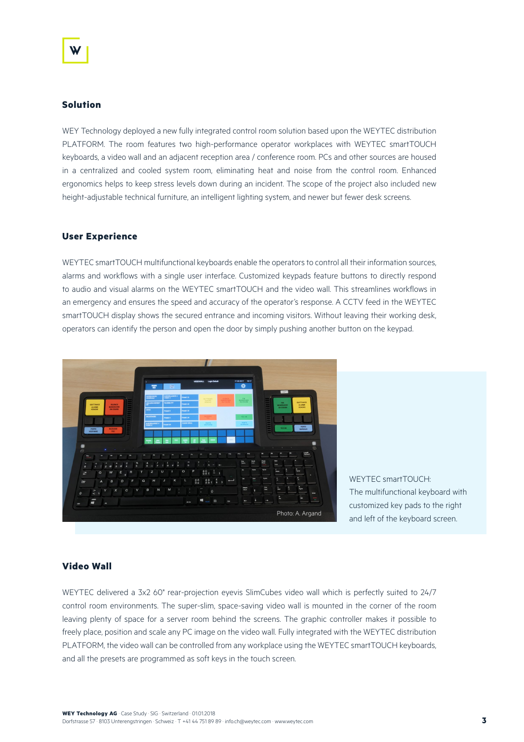## Solution

WEY Technology deployed a new fully integrated control room solution based upon the WEYTEC distribution PLATFORM. The room features two high-performance operator workplaces with WEYTEC smartTOUCH keyboards, a video wall and an adjacent reception area / conference room. PCs and other sources are housed in a centralized and cooled system room, eliminating heat and noise from the control room. Enhanced ergonomics helps to keep stress levels down during an incident. The scope of the project also included new height-adjustable technical furniture, an intelligent lighting system, and newer but fewer desk screens.

## User Experience

WEYTEC smartTOUCH multifunctional keyboards enable the operators to control all their information sources, alarms and workflows with a single user interface. Customized keypads feature buttons to directly respond to audio and visual alarms on the WEYTEC smartTOUCH and the video wall. This streamlines workflows in an emergency and ensures the speed and accuracy of the operator's response. A CCTV feed in the WEYTEC smartTOUCH display shows the secured entrance and incoming visitors. Without leaving their working desk, operators can identify the person and open the door by simply pushing another button on the keypad.

Photo: A. Argand

WEYTEC smartTOUCH: The multifunctional keyboard with customized key pads to the right and left of the keyboard screen.

## Video Wall

WEYTEC delivered a 3x2 60" rear-projection eyevis SlimCubes video wall which is perfectly suited to 24/7 control room environments. The super-slim, space-saving video wall is mounted in the corner of the room leaving plenty of space for a server room behind the screens. The graphic controller makes it possible to freely place, position and scale any PC image on the video wall. Fully integrated with the WEYTEC distribution PLATFORM, the video wall can be controlled from any workplace using the WEYTEC smartTOUCH keyboards, and all the presets are programmed as soft keys in the touch screen.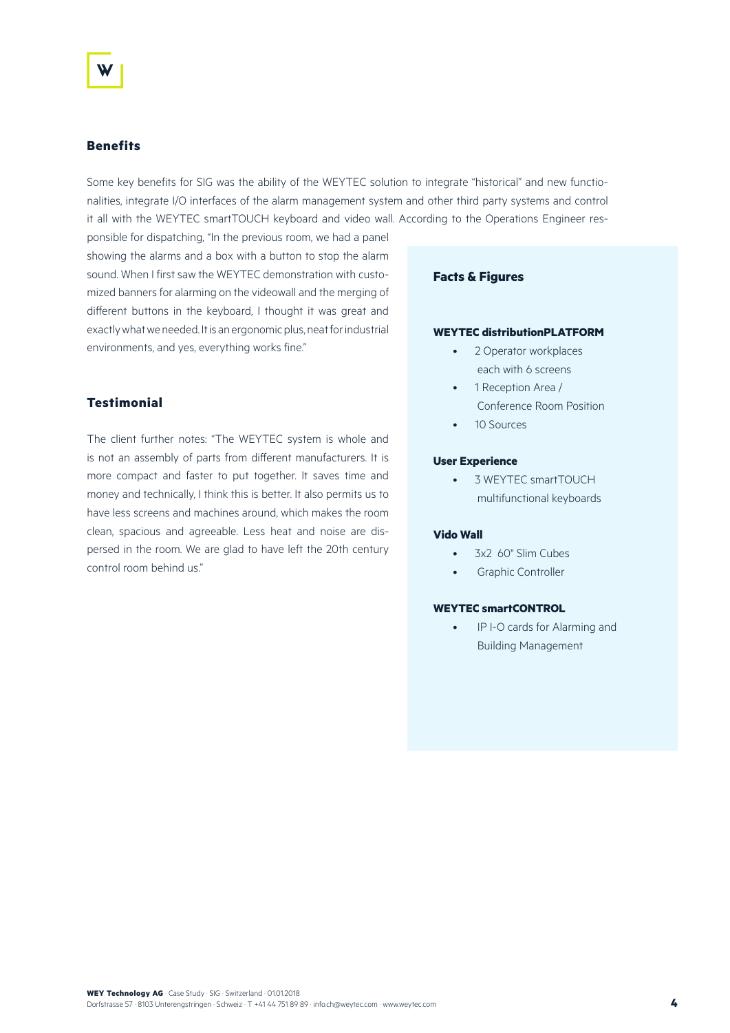## Benefits

Some key benefits for SIG was the ability of the WEYTEC solution to integrate "historical" and new functionalities, integrate I/O interfaces of the alarm management system and other third party systems and control it all with the WEYTEC smartTOUCH keyboard and video wall. According to the Operations Engineer responsible for dispatching, "In the previous room, we had a panel showing the alarms and a box with a button to stop the alarm sound. When I first saw the WEYTEC demonstration with customized banners for alarming on the videowall and the merging of different buttons in the keyboard, I thought it was great and exactly what we needed. It is an ergonomic plus, neat for industrial environments, and yes, everything works fine."

## Testimonial

The client further notes: "The WEYTEC system is whole and is not an assembly of parts from different manufacturers. It is more compact and faster to put together. It saves time and money and technically, I think this is better. It also permits us to have less screens and machines around, which makes the room clean, spacious and agreeable. Less heat and noise are dispersed in the room. We are glad to have left the 20th century control room behind us."

## Facts & Figures

### WEYTEC distributionPLATFORM

- 2 Operator workplaces each with 6 screens
- 1 Reception Area / Conference Room Position
- 10 Sources

### User Experience

- 3 WEYTEC smartTOUCH multifunctional keyboards

### Vido Wall

- 3x2 60" Slim Cubes
- Graphic Controller

### WEYTEC smartCONTROL

- IP I-O cards for Alarming and Building Management

**WEY Technology AG** · Case Study · SIG · Switzerland · 01.01.2018
Dorfstrasse 57 · 8103 Unterengstringen · Schweiz · T +41 44 751 89 89 · info.ch@weytec.com · www.weytec.com